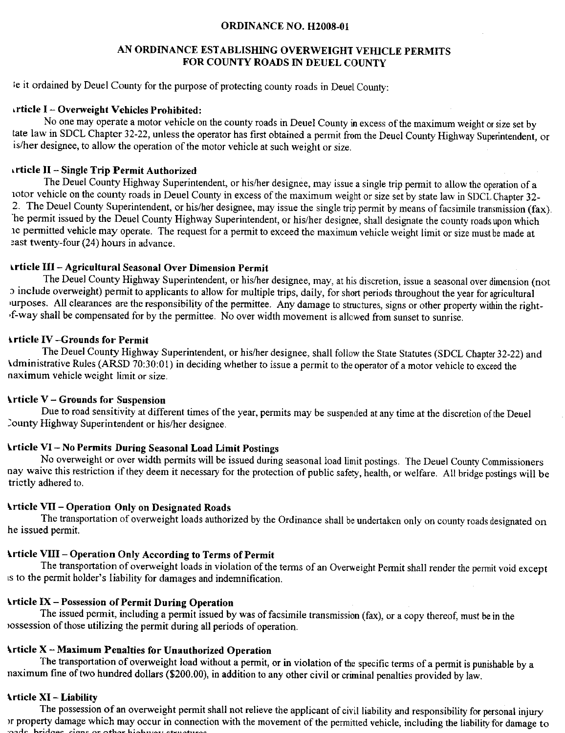**ORDINANCE NO. H2008-01**

**AN ORDINANCE ESTABLISHING OVERWEIGHT VEHICLE PERMITS FOR COUNTY ROADS IN DEUEL COUNTY**

Be it ordained by Deuel County for the purpose of protecting county roads in Deuel County:

**Article I – Overweight Vehicles Prohibited:**

No one may operate a motor vehicle on the county roads in Deuel County in excess of the maximum weight or size set by state law in SDCL Chapter 32-22, unless the operator has first obtained a permit from the Deuel County Highway Superintendent, or his/her designee, to allow the operation of the motor vehicle at such weight or size.

**Article II – Single Trip Permit Authorized**

The Deuel County Highway Superintendent, or his/her designee, may issue a single trip permit to allow the operation of a motor vehicle on the county roads in Deuel County in excess of the maximum weight or size set by state law in SDCL Chapter 32-22. The Deuel County Superintendent, or his/her designee, may issue the single trip permit by means of facsimile transmission (fax). The permit issued by the Deuel County Highway Superintendent, or his/her designee, shall designate the county roads upon which the permitted vehicle may operate. The request for a permit to exceed the maximum vehicle weight limit or size must be made at least twenty-four (24) hours in advance.

**Article III – Agricultural Seasonal Over Dimension Permit**

The Deuel County Highway Superintendent, or his/her designee, may, at his discretion, issue a seasonal over dimension (not to include overweight) permit to applicants to allow for multiple trips, daily, for short periods throughout the year for agricultural purposes. All clearances are the responsibility of the permittee. Any damage to structures, signs or other property within the right-of-way shall be compensated for by the permittee. No over width movement is allowed from sunset to sunrise.

**Article IV –Grounds for Permit**

The Deuel County Highway Superintendent, or his/her designee, shall follow the State Statutes (SDCL Chapter 32-22) and Administrative Rules (ARSD 70:30:01) in deciding whether to issue a permit to the operator of a motor vehicle to exceed the maximum vehicle weight limit or size.

**Article V – Grounds for Suspension**

Due to road sensitivity at different times of the year, permits may be suspended at any time at the discretion of the Deuel County Highway Superintendent or his/her designee.

**Article VI – No Permits During Seasonal Load Limit Postings**

No overweight or over width permits will be issued during seasonal load limit postings. The Deuel County Commissioners may waive this restriction if they deem it necessary for the protection of public safety, health, or welfare. All bridge postings will be strictly adhered to.

**Article VII – Operation Only on Designated Roads**

The transportation of overweight loads authorized by the Ordinance shall be undertaken only on county roads designated on the issued permit.

**Article VIII – Operation Only According to Terms of Permit**

The transportation of overweight loads in violation of the terms of an Overweight Permit shall render the permit void except as to the permit holder's liability for damages and indemnification.

**Article IX – Possession of Permit During Operation**

The issued permit, including a permit issued by was of facsimile transmission (fax), or a copy thereof, must be in the possession of those utilizing the permit during all periods of operation.

**Article X – Maximum Penalties for Unauthorized Operation**

The transportation of overweight load without a permit, or in violation of the specific terms of a permit is punishable by a maximum fine of two hundred dollars ($200.00), in addition to any other civil or criminal penalties provided by law.

**Article XI – Liability**

The possession of an overweight permit shall not relieve the applicant of civil liability and responsibility for personal injury or property damage which may occur in connection with the movement of the permitted vehicle, including the liability for damage to roads, bridges, signs or other highway structures.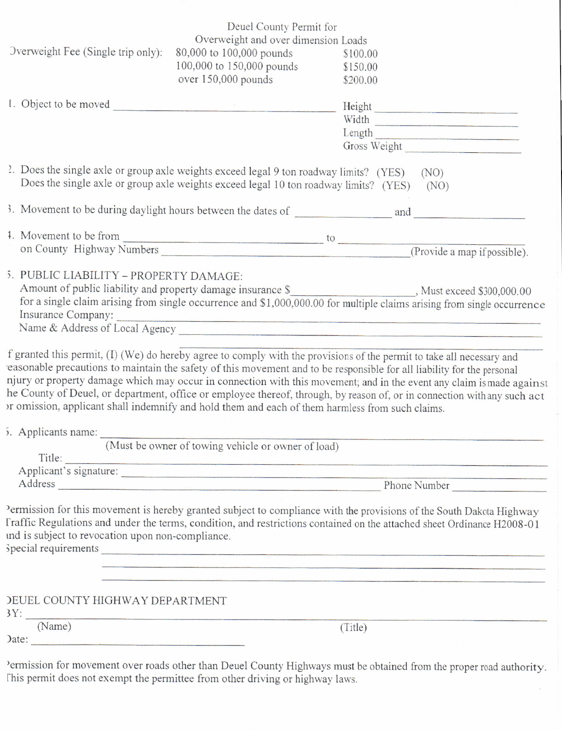# Deuel County Permit for
## Overweight and over dimension Loads

| Overweight Fee (Single trip only): | | |
|---|---|---|
| | 80,000 to 100,000 pounds | $100.00 |
| | 100,000 to 150,000 pounds | $150.00 |
| | over 150,000 pounds | $200.00 |

1. Object to be moved ______________________________ Height ______________
   Width ______________
   Length ______________
   Gross Weight ______________

2. Does the single axle or group axle weights exceed legal 9 ton roadway limits? (YES) (NO)
   Does the single axle or group axle weights exceed legal 10 ton roadway limits? (YES) (NO)

3. Movement to be during daylight hours between the dates of ______________ and ______________

4. Movement to be from ______________________ to ______________________
   on County Highway Numbers ______________________(Provide a map if possible).

5. PUBLIC LIABILITY – PROPERTY DAMAGE:
   Amount of public liability and property damage insurance $______________, Must exceed $300,000.00 for a single claim arising from single occurrence and $1,000,000.00 for multiple claims arising from single occurrence
   Insurance Company: ______________________
   Name & Address of Local Agency ______________________

If granted this permit, (I) (We) do hereby agree to comply with the provisions of the permit to take all necessary and reasonable precautions to maintain the safety of this movement and to be responsible for all liability for the personal injury or property damage which may occur in connection with this movement; and in the event any claim is made against the County of Deuel, or department, office or employee thereof, through, by reason of, or in connection with any such act or omission, applicant shall indemnify and hold them and each of them harmless from such claims.

6. Applicants name: ______________________
   (Must be owner of towing vehicle or owner of load)
   Title: ______________________
   Applicant's signature: ______________________
   Address ______________________ Phone Number ______________

Permission for this movement is hereby granted subject to compliance with the provisions of the South Dakota Highway Traffic Regulations and under the terms, condition, and restrictions contained on the attached sheet Ordinance H2008-01 and is subject to revocation upon non-compliance.

Special requirements ______________________

DEUEL COUNTY HIGHWAY DEPARTMENT

BY: ______________________
(Name) (Title)

Date: ______________________

Permission for movement over roads other than Deuel County Highways must be obtained from the proper road authority. This permit does not exempt the permittee from other driving or highway laws.